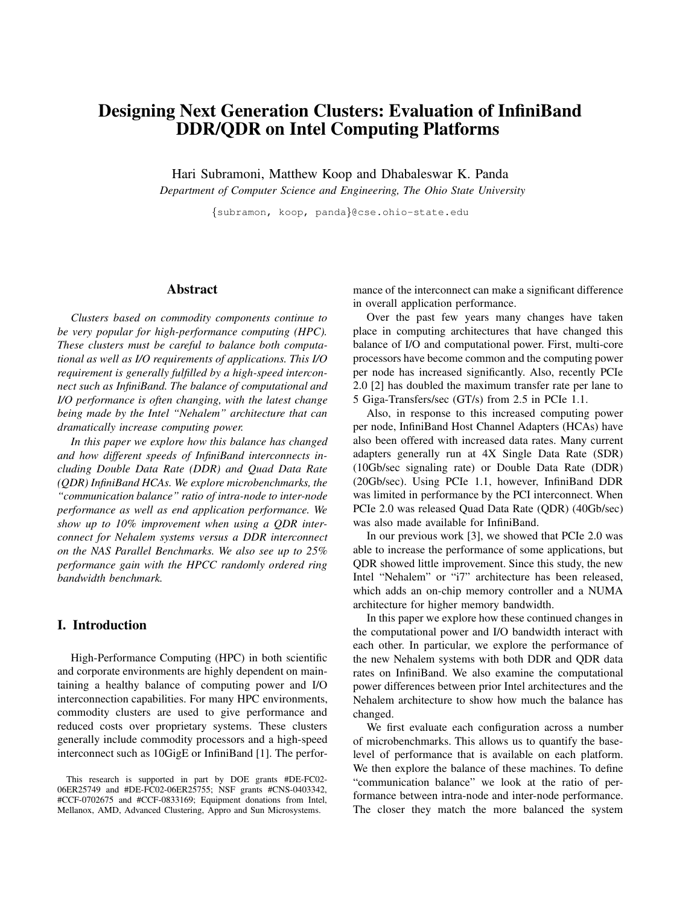# Designing Next Generation Clusters: Evaluation of InfiniBand DDR/QDR on Intel Computing Platforms

Hari Subramoni, Matthew Koop and Dhabaleswar K. Panda

*Department of Computer Science and Engineering, The Ohio State University*

{subramon, koop, panda}@cse.ohio-state.edu

## Abstract

*Clusters based on commodity components continue to be very popular for high-performance computing (HPC). These clusters must be careful to balance both computational as well as I/O requirements of applications. This I/O requirement is generally fulfilled by a high-speed interconnect such as InfiniBand. The balance of computational and I/O performance is often changing, with the latest change being made by the Intel "Nehalem" architecture that can dramatically increase computing power.*

*In this paper we explore how this balance has changed and how different speeds of InfiniBand interconnects including Double Data Rate (DDR) and Quad Data Rate (QDR) InfiniBand HCAs. We explore microbenchmarks, the "communication balance" ratio of intra-node to inter-node performance as well as end application performance. We show up to 10% improvement when using a QDR interconnect for Nehalem systems versus a DDR interconnect on the NAS Parallel Benchmarks. We also see up to 25% performance gain with the HPCC randomly ordered ring bandwidth benchmark.*

## I. Introduction

High-Performance Computing (HPC) in both scientific and corporate environments are highly dependent on maintaining a healthy balance of computing power and I/O interconnection capabilities. For many HPC environments, commodity clusters are used to give performance and reduced costs over proprietary systems. These clusters generally include commodity processors and a high-speed interconnect such as 10GigE or InfiniBand [1]. The performance of the interconnect can make a significant difference in overall application performance.

Over the past few years many changes have taken place in computing architectures that have changed this balance of I/O and computational power. First, multi-core processors have become common and the computing power per node has increased significantly. Also, recently PCIe 2.0 [2] has doubled the maximum transfer rate per lane to 5 Giga-Transfers/sec (GT/s) from 2.5 in PCIe 1.1.

Also, in response to this increased computing power per node, InfiniBand Host Channel Adapters (HCAs) have also been offered with increased data rates. Many current adapters generally run at 4X Single Data Rate (SDR) (10Gb/sec signaling rate) or Double Data Rate (DDR) (20Gb/sec). Using PCIe 1.1, however, InfiniBand DDR was limited in performance by the PCI interconnect. When PCIe 2.0 was released Quad Data Rate (QDR) (40Gb/sec) was also made available for InfiniBand.

In our previous work [3], we showed that PCIe 2.0 was able to increase the performance of some applications, but QDR showed little improvement. Since this study, the new Intel "Nehalem" or "i7" architecture has been released, which adds an on-chip memory controller and a NUMA architecture for higher memory bandwidth.

In this paper we explore how these continued changes in the computational power and I/O bandwidth interact with each other. In particular, we explore the performance of the new Nehalem systems with both DDR and QDR data rates on InfiniBand. We also examine the computational power differences between prior Intel architectures and the Nehalem architecture to show how much the balance has changed.

We first evaluate each configuration across a number of microbenchmarks. This allows us to quantify the base-level of performance that is available on each platform. We then explore the balance of these machines. To define "communication balance" we look at the ratio of performance between intra-node and inter-node performance. The closer they match the more balanced the system

This research is supported in part by DOE grants #DE-FC02-06ER25749 and #DE-FC02-06ER25755; NSF grants #CNS-0403342, #CCF-0702675 and #CCF-0833169; Equipment donations from Intel, Mellanox, AMD, Advanced Clustering, Appro and Sun Microsystems.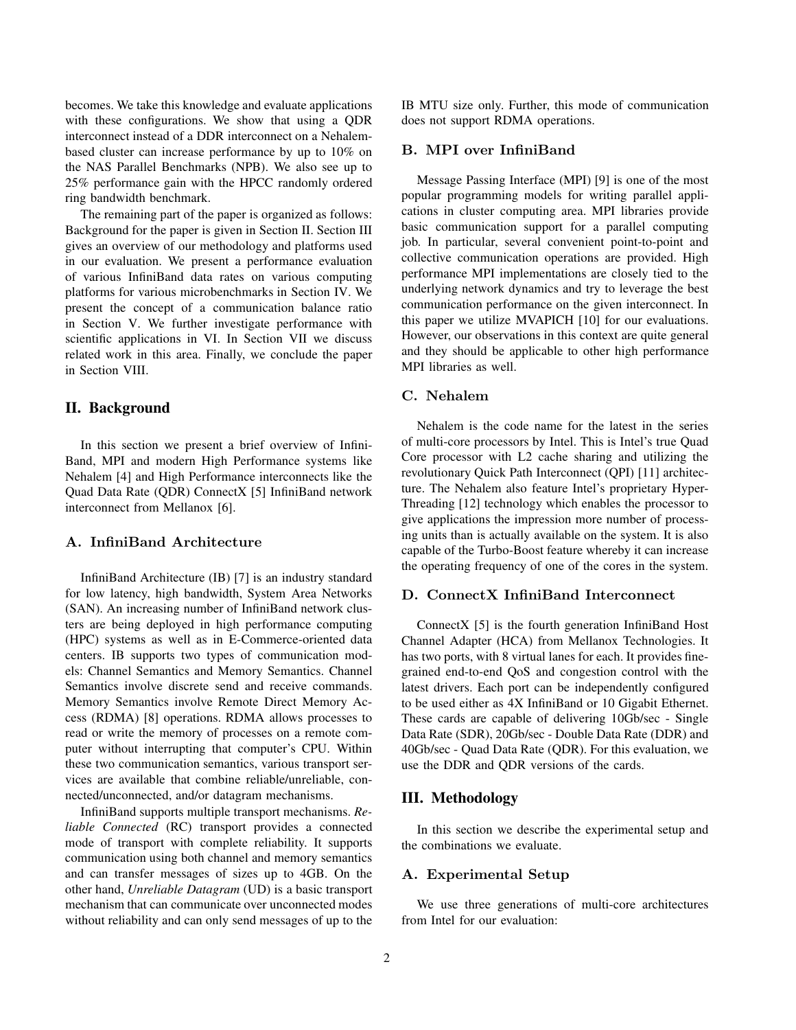becomes. We take this knowledge and evaluate applications with these configurations. We show that using a QDR interconnect instead of a DDR interconnect on a Nehalem-based cluster can increase performance by up to 10% on the NAS Parallel Benchmarks (NPB). We also see up to 25% performance gain with the HPCC randomly ordered ring bandwidth benchmark.

The remaining part of the paper is organized as follows: Background for the paper is given in Section II. Section III gives an overview of our methodology and platforms used in our evaluation. We present a performance evaluation of various InfiniBand data rates on various computing platforms for various microbenchmarks in Section IV. We present the concept of a communication balance ratio in Section V. We further investigate performance with scientific applications in VI. In Section VII we discuss related work in this area. Finally, we conclude the paper in Section VIII.

## II. Background

In this section we present a brief overview of InfiniBand, MPI and modern High Performance systems like Nehalem [4] and High Performance interconnects like the Quad Data Rate (QDR) ConnectX [5] InfiniBand network interconnect from Mellanox [6].

### A. InfiniBand Architecture

InfiniBand Architecture (IB) [7] is an industry standard for low latency, high bandwidth, System Area Networks (SAN). An increasing number of InfiniBand network clusters are being deployed in high performance computing (HPC) systems as well as in E-Commerce-oriented data centers. IB supports two types of communication models: Channel Semantics and Memory Semantics. Channel Semantics involve discrete send and receive commands. Memory Semantics involve Remote Direct Memory Access (RDMA) [8] operations. RDMA allows processes to read or write the memory of processes on a remote computer without interrupting that computer's CPU. Within these two communication semantics, various transport services are available that combine reliable/unreliable, connected/unconnected, and/or datagram mechanisms.

InfiniBand supports multiple transport mechanisms. *Reliable Connected* (RC) transport provides a connected mode of transport with complete reliability. It supports communication using both channel and memory semantics and can transfer messages of sizes up to 4GB. On the other hand, *Unreliable Datagram* (UD) is a basic transport mechanism that can communicate over unconnected modes without reliability and can only send messages of up to the IB MTU size only. Further, this mode of communication does not support RDMA operations.

### B. MPI over InfiniBand

Message Passing Interface (MPI) [9] is one of the most popular programming models for writing parallel applications in cluster computing area. MPI libraries provide basic communication support for a parallel computing job. In particular, several convenient point-to-point and collective communication operations are provided. High performance MPI implementations are closely tied to the underlying network dynamics and try to leverage the best communication performance on the given interconnect. In this paper we utilize MVAPICH [10] for our evaluations. However, our observations in this context are quite general and they should be applicable to other high performance MPI libraries as well.

### C. Nehalem

Nehalem is the code name for the latest in the series of multi-core processors by Intel. This is Intel's true Quad Core processor with L2 cache sharing and utilizing the revolutionary Quick Path Interconnect (QPI) [11] architecture. The Nehalem also feature Intel's proprietary Hyper-Threading [12] technology which enables the processor to give applications the impression more number of processing units than is actually available on the system. It is also capable of the Turbo-Boost feature whereby it can increase the operating frequency of one of the cores in the system.

### D. ConnectX InfiniBand Interconnect

ConnectX [5] is the fourth generation InfiniBand Host Channel Adapter (HCA) from Mellanox Technologies. It has two ports, with 8 virtual lanes for each. It provides fine-grained end-to-end QoS and congestion control with the latest drivers. Each port can be independently configured to be used either as 4X InfiniBand or 10 Gigabit Ethernet. These cards are capable of delivering 10Gb/sec - Single Data Rate (SDR), 20Gb/sec - Double Data Rate (DDR) and 40Gb/sec - Quad Data Rate (QDR). For this evaluation, we use the DDR and QDR versions of the cards.

## III. Methodology

In this section we describe the experimental setup and the combinations we evaluate.

### A. Experimental Setup

We use three generations of multi-core architectures from Intel for our evaluation: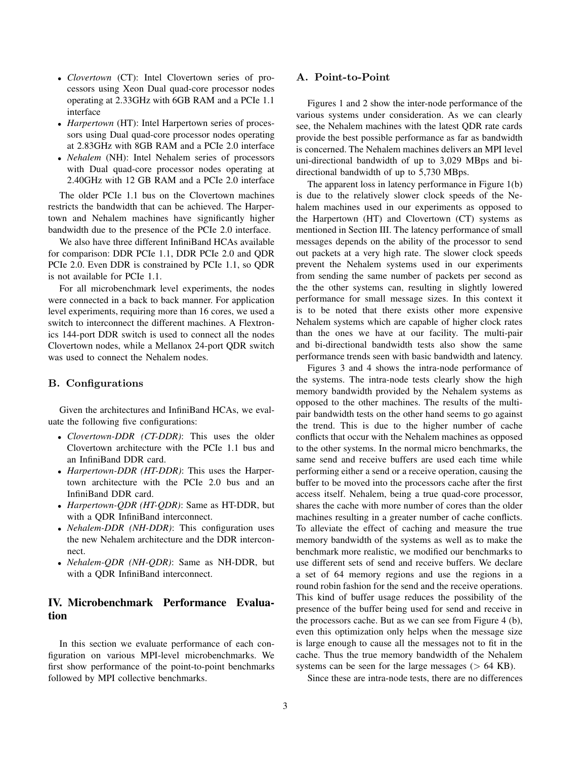- *Clovertown* (CT): Intel Clovertown series of processors using Xeon Dual quad-core processor nodes operating at 2.33GHz with 6GB RAM and a PCIe 1.1 interface
- *Harpertown* (HT): Intel Harpertown series of processors using Dual quad-core processor nodes operating at 2.83GHz with 8GB RAM and a PCIe 2.0 interface
- *Nehalem* (NH): Intel Nehalem series of processors with Dual quad-core processor nodes operating at 2.40GHz with 12 GB RAM and a PCIe 2.0 interface

The older PCIe 1.1 bus on the Clovertown machines restricts the bandwidth that can be achieved. The Harpertown and Nehalem machines have significantly higher bandwidth due to the presence of the PCIe 2.0 interface.

We also have three different InfiniBand HCAs available for comparison: DDR PCIe 1.1, DDR PCIe 2.0 and QDR PCIe 2.0. Even DDR is constrained by PCIe 1.1, so QDR is not available for PCIe 1.1.

For all microbenchmark level experiments, the nodes were connected in a back to back manner. For application level experiments, requiring more than 16 cores, we used a switch to interconnect the different machines. A Flextronics 144-port DDR switch is used to connect all the nodes Clovertown nodes, while a Mellanox 24-port QDR switch was used to connect the Nehalem nodes.

### B. Configurations

Given the architectures and InfiniBand HCAs, we evaluate the following five configurations:

- *Clovertown-DDR (CT-DDR)*: This uses the older Clovertown architecture with the PCIe 1.1 bus and an InfiniBand DDR card.
- *Harpertown-DDR (HT-DDR)*: This uses the Harpertown architecture with the PCIe 2.0 bus and an InfiniBand DDR card.
- *Harpertown-QDR (HT-QDR)*: Same as HT-DDR, but with a QDR InfiniBand interconnect.
- *Nehalem-DDR (NH-DDR)*: This configuration uses the new Nehalem architecture and the DDR interconnect.
- *Nehalem-QDR (NH-QDR)*: Same as NH-DDR, but with a QDR InfiniBand interconnect.

## IV. Microbenchmark Performance Evaluation

In this section we evaluate performance of each configuration on various MPI-level microbenchmarks. We first show performance of the point-to-point benchmarks followed by MPI collective benchmarks.

### A. Point-to-Point

Figures 1 and 2 show the inter-node performance of the various systems under consideration. As we can clearly see, the Nehalem machines with the latest QDR rate cards provide the best possible performance as far as bandwidth is concerned. The Nehalem machines delivers an MPI level uni-directional bandwidth of up to 3,029 MBps and bi-directional bandwidth of up to 5,730 MBps.

The apparent loss in latency performance in Figure 1(b) is due to the relatively slower clock speeds of the Nehalem machines used in our experiments as opposed to the Harpertown (HT) and Clovertown (CT) systems as mentioned in Section III. The latency performance of small messages depends on the ability of the processor to send out packets at a very high rate. The slower clock speeds prevent the Nehalem systems used in our experiments from sending the same number of packets per second as the the other systems can, resulting in slightly lowered performance for small message sizes. In this context it is to be noted that there exists other more expensive Nehalem systems which are capable of higher clock rates than the ones we have at our facility. The multi-pair and bi-directional bandwidth tests also show the same performance trends seen with basic bandwidth and latency.

Figures 3 and 4 shows the intra-node performance of the systems. The intra-node tests clearly show the high memory bandwidth provided by the Nehalem systems as opposed to the other machines. The results of the multi-pair bandwidth tests on the other hand seems to go against the trend. This is due to the higher number of cache conflicts that occur with the Nehalem machines as opposed to the other systems. In the normal micro benchmarks, the same send and receive buffers are used each time while performing either a send or a receive operation, causing the buffer to be moved into the processors cache after the first access itself. Nehalem, being a true quad-core processor, shares the cache with more number of cores than the older machines resulting in a greater number of cache conflicts. To alleviate the effect of caching and measure the true memory bandwidth of the systems as well as to make the benchmark more realistic, we modified our benchmarks to use different sets of send and receive buffers. We declare a set of 64 memory regions and use the regions in a round robin fashion for the send and the receive operations. This kind of buffer usage reduces the possibility of the presence of the buffer being used for send and receive in the processors cache. But as we can see from Figure 4 (b), even this optimization only helps when the message size is large enough to cause all the messages not to fit in the cache. Thus the true memory bandwidth of the Nehalem systems can be seen for the large messages (> 64 KB).

Since these are intra-node tests, there are no differences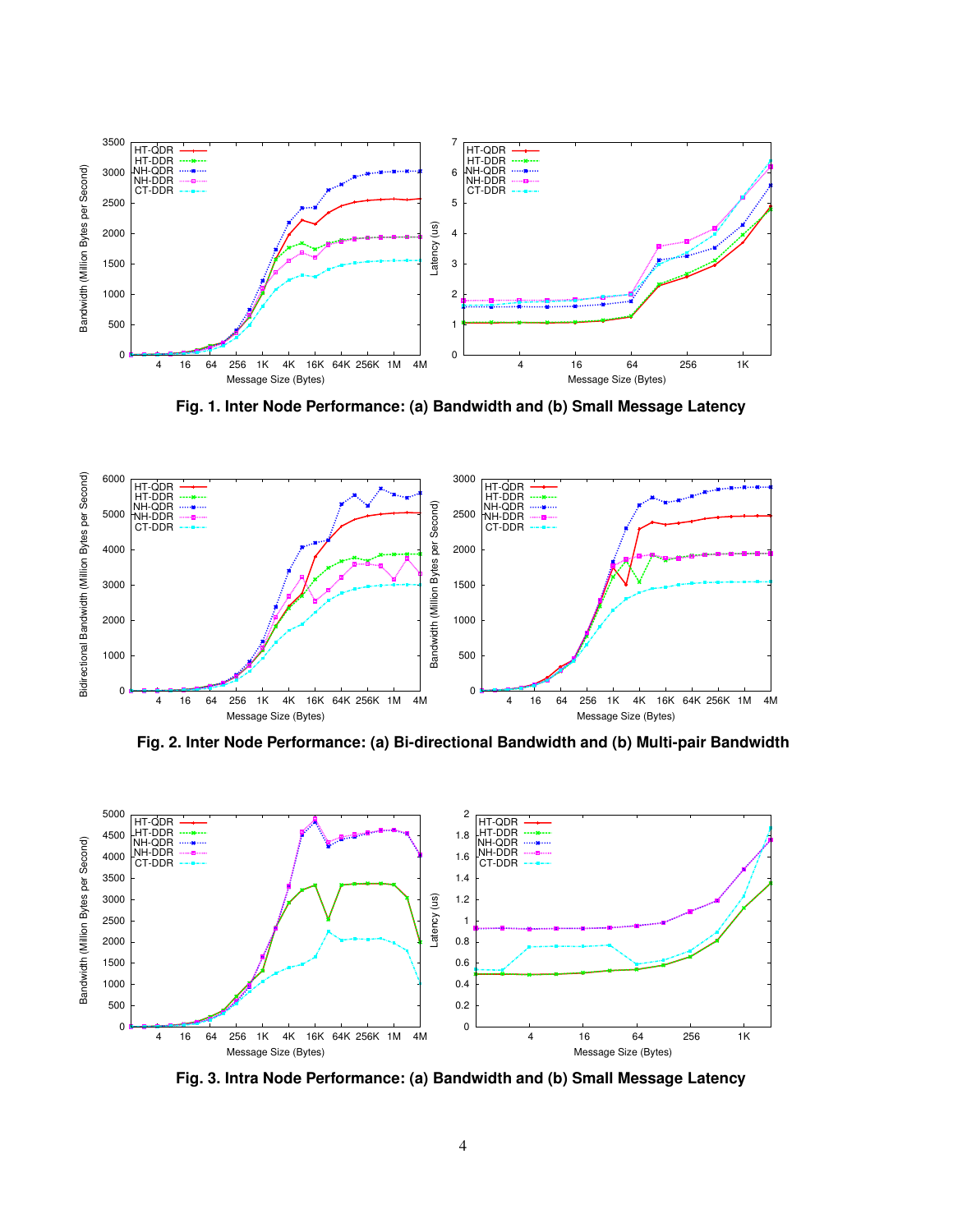**Fig. 1. Inter Node Performance: (a) Bandwidth and (b) Small Message Latency**

**Fig. 2. Inter Node Performance: (a) Bi-directional Bandwidth and (b) Multi-pair Bandwidth**

**Fig. 3. Intra Node Performance: (a) Bandwidth and (b) Small Message Latency**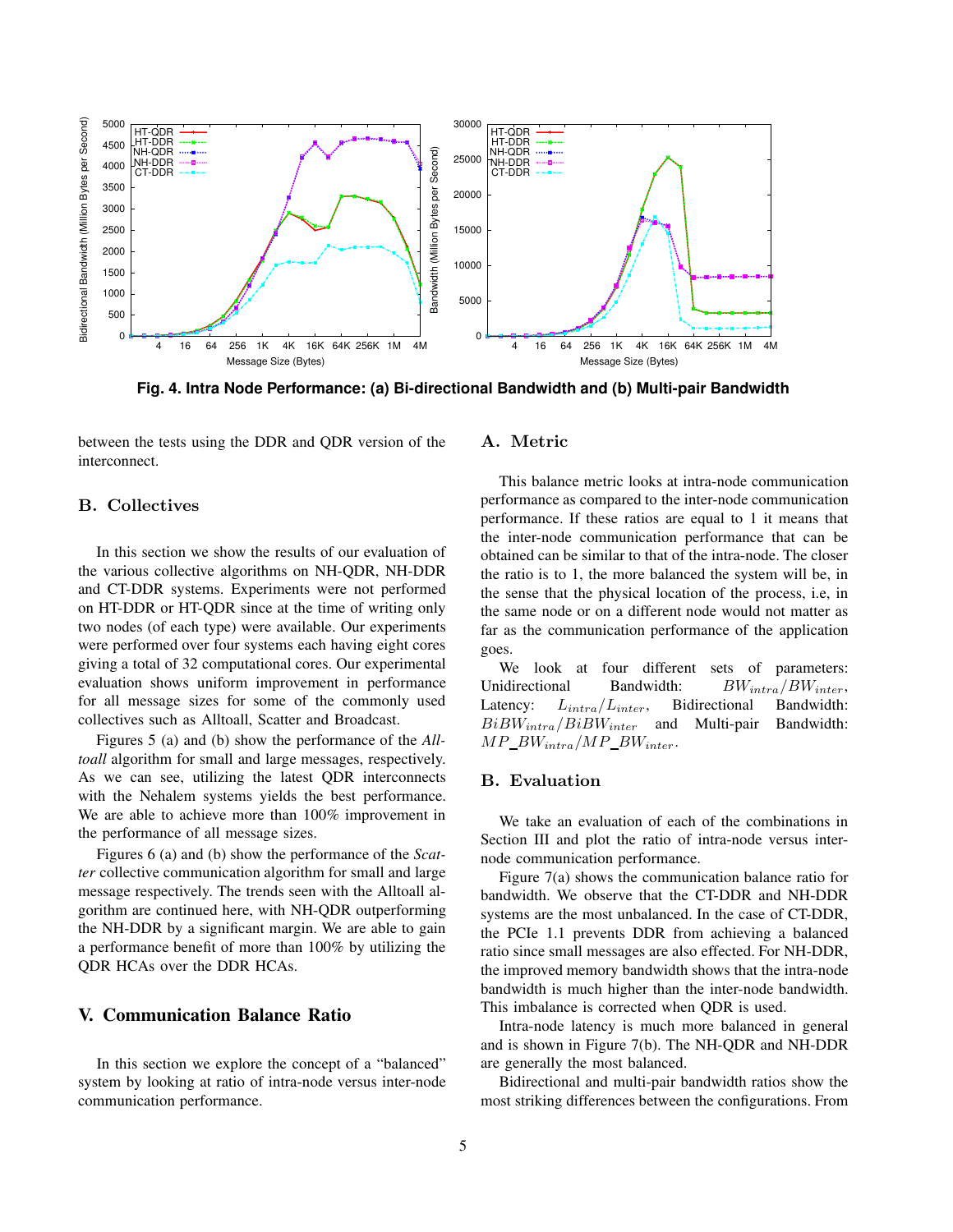**Fig. 4. Intra Node Performance: (a) Bi-directional Bandwidth and (b) Multi-pair Bandwidth**

between the tests using the DDR and QDR version of the interconnect.

### B. Collectives

In this section we show the results of our evaluation of the various collective algorithms on NH-QDR, NH-DDR and CT-DDR systems. Experiments were not performed on HT-DDR or HT-QDR since at the time of writing only two nodes (of each type) were available. Our experiments were performed over four systems each having eight cores giving a total of 32 computational cores. Our experimental evaluation shows uniform improvement in performance for all message sizes for some of the commonly used collectives such as Alltoall, Scatter and Broadcast.

Figures 5 (a) and (b) show the performance of the *Alltoall* algorithm for small and large messages, respectively. As we can see, utilizing the latest QDR interconnects with the Nehalem systems yields the best performance. We are able to achieve more than 100% improvement in the performance of all message sizes.

Figures 6 (a) and (b) show the performance of the *Scatter* collective communication algorithm for small and large message respectively. The trends seen with the Alltoall algorithm are continued here, with NH-QDR outperforming the NH-DDR by a significant margin. We are able to gain a performance benefit of more than 100% by utilizing the QDR HCAs over the DDR HCAs.

## V. Communication Balance Ratio

In this section we explore the concept of a "balanced" system by looking at ratio of intra-node versus inter-node communication performance.

### A. Metric

This balance metric looks at intra-node communication performance as compared to the inter-node communication performance. If these ratios are equal to 1 it means that the inter-node communication performance that can be obtained can be similar to that of the intra-node. The closer the ratio is to 1, the more balanced the system will be, in the sense that the physical location of the process, i.e, in the same node or on a different node would not matter as far as the communication performance of the application goes.

We look at four different sets of parameters: Unidirectional Bandwidth: $BW_{intra}/BW_{inter}$, Latency: $L_{intra}/L_{inter}$, Bidirectional Bandwidth: $BiBW_{intra}/BiBW_{inter}$ and Multi-pair Bandwidth: $MP\_BW_{intra}/MP\_BW_{inter}$.

### B. Evaluation

We take an evaluation of each of the combinations in Section III and plot the ratio of intra-node versus inter-node communication performance.

Figure 7(a) shows the communication balance ratio for bandwidth. We observe that the CT-DDR and NH-DDR systems are the most unbalanced. In the case of CT-DDR, the PCIe 1.1 prevents DDR from achieving a balanced ratio since small messages are also effected. For NH-DDR, the improved memory bandwidth shows that the intra-node bandwidth is much higher than the inter-node bandwidth. This imbalance is corrected when QDR is used.

Intra-node latency is much more balanced in general and is shown in Figure 7(b). The NH-QDR and NH-DDR are generally the most balanced.

Bidirectional and multi-pair bandwidth ratios show the most striking differences between the configurations. From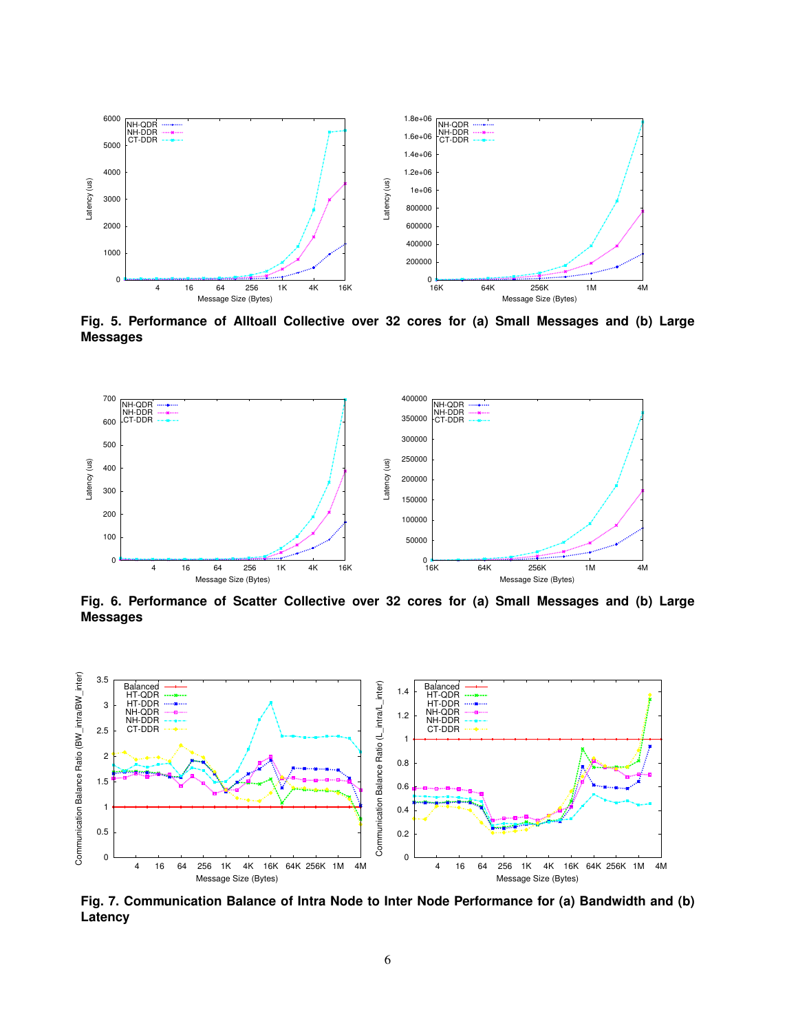**Fig. 5. Performance of Alltoall Collective over 32 cores for (a) Small Messages and (b) Large Messages**

**Fig. 6. Performance of Scatter Collective over 32 cores for (a) Small Messages and (b) Large Messages**

**Fig. 7. Communication Balance of Intra Node to Inter Node Performance for (a) Bandwidth and (b) Latency**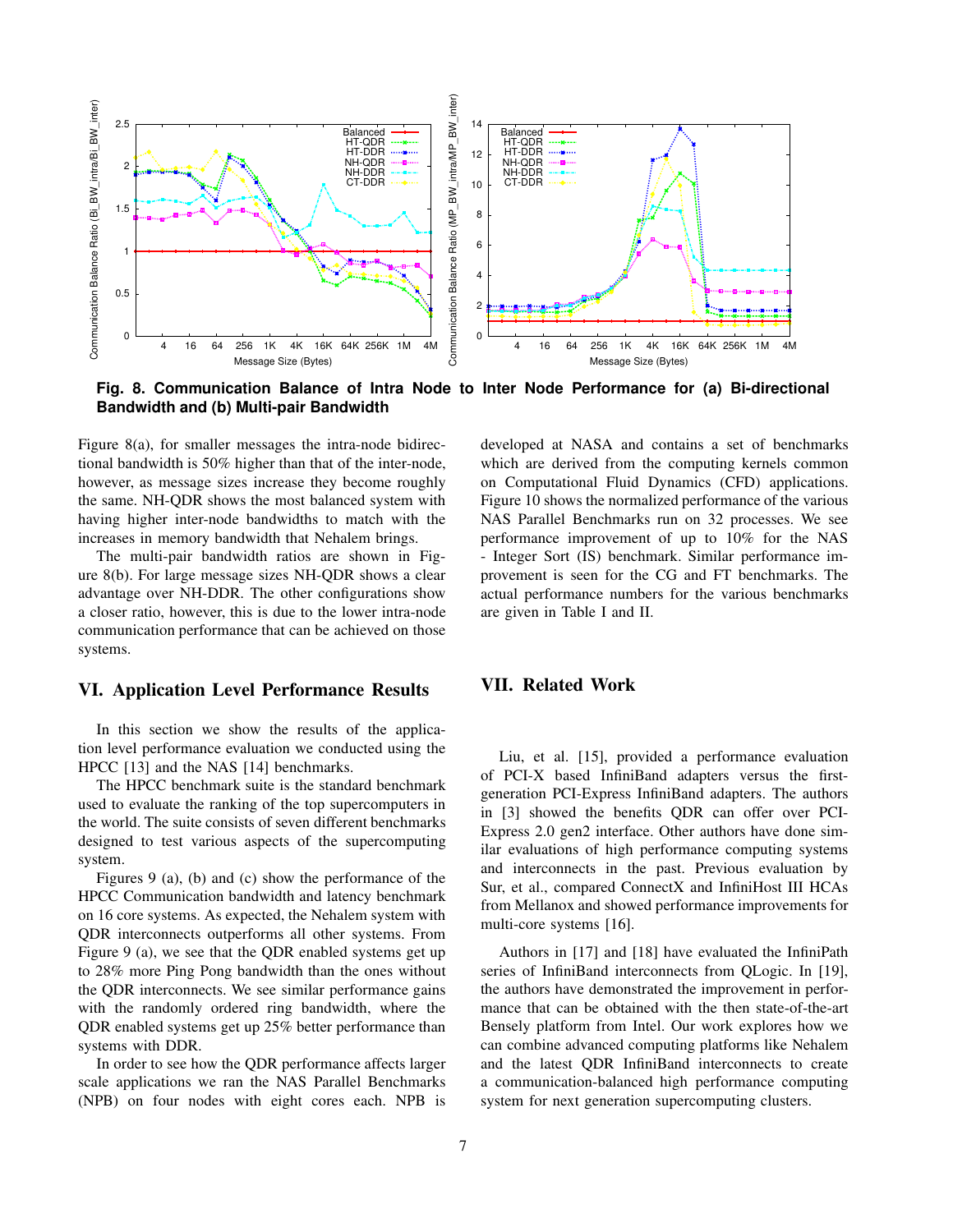Fig. 8. **Communication Balance of Intra Node to Inter Node Performance for (a) Bi-directional Bandwidth and (b) Multi-pair Bandwidth**

Figure 8(a), for smaller messages the intra-node bidirectional bandwidth is 50% higher than that of the inter-node, however, as message sizes increase they become roughly the same. NH-QDR shows the most balanced system with having higher inter-node bandwidths to match with the increases in memory bandwidth that Nehalem brings.

The multi-pair bandwidth ratios are shown in Figure 8(b). For large message sizes NH-QDR shows a clear advantage over NH-DDR. The other configurations show a closer ratio, however, this is due to the lower intra-node communication performance that can be achieved on those systems.

## VI. Application Level Performance Results

In this section we show the results of the application level performance evaluation we conducted using the HPCC [13] and the NAS [14] benchmarks.

The HPCC benchmark suite is the standard benchmark used to evaluate the ranking of the top supercomputers in the world. The suite consists of seven different benchmarks designed to test various aspects of the supercomputing system.

Figures 9 (a), (b) and (c) show the performance of the HPCC Communication bandwidth and latency benchmark on 16 core systems. As expected, the Nehalem system with QDR interconnects outperforms all other systems. From Figure 9 (a), we see that the QDR enabled systems get up to 28% more Ping Pong bandwidth than the ones without the QDR interconnects. We see similar performance gains with the randomly ordered ring bandwidth, where the QDR enabled systems get up 25% better performance than systems with DDR.

In order to see how the QDR performance affects larger scale applications we ran the NAS Parallel Benchmarks (NPB) on four nodes with eight cores each. NPB is developed at NASA and contains a set of benchmarks which are derived from the computing kernels common on Computational Fluid Dynamics (CFD) applications. Figure 10 shows the normalized performance of the various NAS Parallel Benchmarks run on 32 processes. We see performance improvement of up to 10% for the NAS - Integer Sort (IS) benchmark. Similar performance improvement is seen for the CG and FT benchmarks. The actual performance numbers for the various benchmarks are given in Table I and II.

## VII. Related Work

Liu, et al. [15], provided a performance evaluation of PCI-X based InfiniBand adapters versus the first-generation PCI-Express InfiniBand adapters. The authors in [3] showed the benefits QDR can offer over PCI-Express 2.0 gen2 interface. Other authors have done similar evaluations of high performance computing systems and interconnects in the past. Previous evaluation by Sur, et al., compared ConnectX and InfiniHost III HCAs from Mellanox and showed performance improvements for multi-core systems [16].

Authors in [17] and [18] have evaluated the InfiniPath series of InfiniBand interconnects from QLogic. In [19], the authors have demonstrated the improvement in performance that can be obtained with the then state-of-the-art Bensely platform from Intel. Our work explores how we can combine advanced computing platforms like Nehalem and the latest QDR InfiniBand interconnects to create a communication-balanced high performance computing system for next generation supercomputing clusters.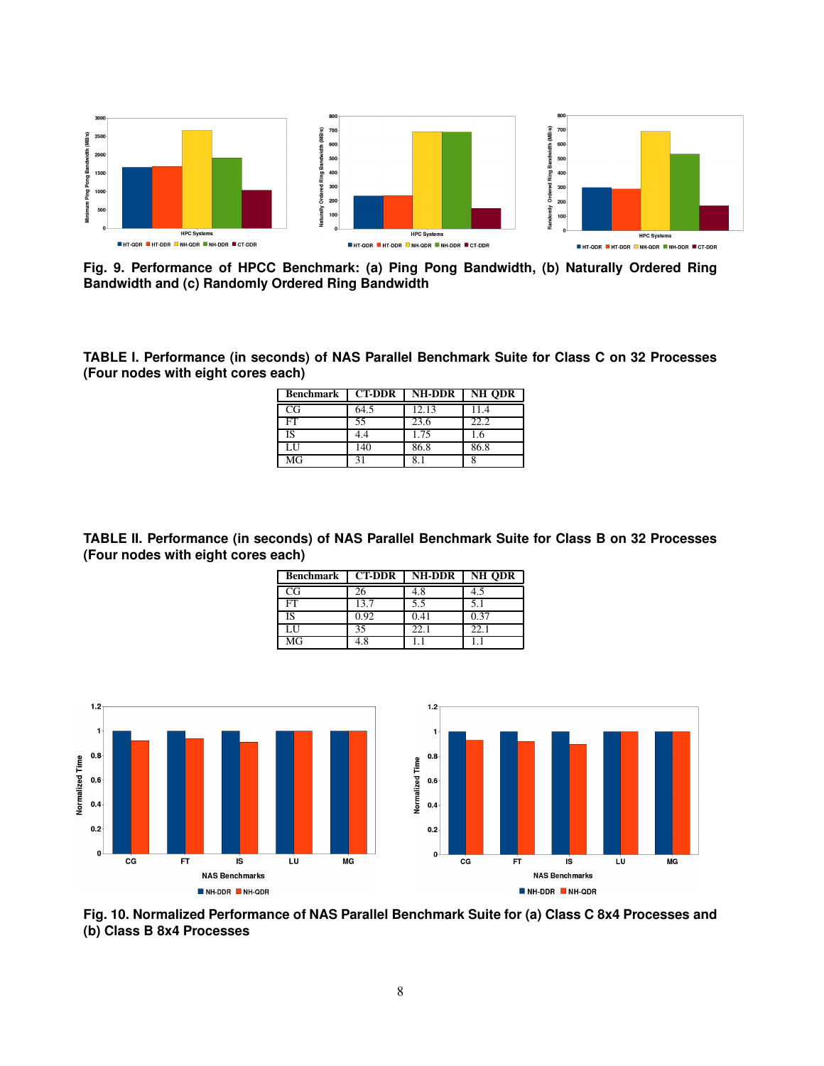**Fig. 9. Performance of HPCC Benchmark: (a) Ping Pong Bandwidth, (b) Naturally Ordered Ring Bandwidth and (c) Randomly Ordered Ring Bandwidth**

**TABLE I. Performance (in seconds) of NAS Parallel Benchmark Suite for Class C on 32 Processes (Four nodes with eight cores each)**

| Benchmark | CT-DDR | NH-DDR | NH QDR |
|---|---|---|---|
| CG | 64.5 | 12.13 | 11.4 |
| FT | 55 | 23.6 | 22.2 |
| IS | 4.4 | 1.75 | 1.6 |
| LU | 140 | 86.8 | 86.8 |
| MG | 31 | 8.1 | 8 |

**TABLE II. Performance (in seconds) of NAS Parallel Benchmark Suite for Class B on 32 Processes (Four nodes with eight cores each)**

| Benchmark | CT-DDR | NH-DDR | NH QDR |
|---|---|---|---|
| CG | 26 | 4.8 | 4.5 |
| FT | 13.7 | 5.5 | 5.1 |
| IS | 0.92 | 0.41 | 0.37 |
| LU | 35 | 22.1 | 22.1 |
| MG | 4.8 | 1.1 | 1.1 |

**Fig. 10. Normalized Performance of NAS Parallel Benchmark Suite for (a) Class C 8x4 Processes and (b) Class B 8x4 Processes**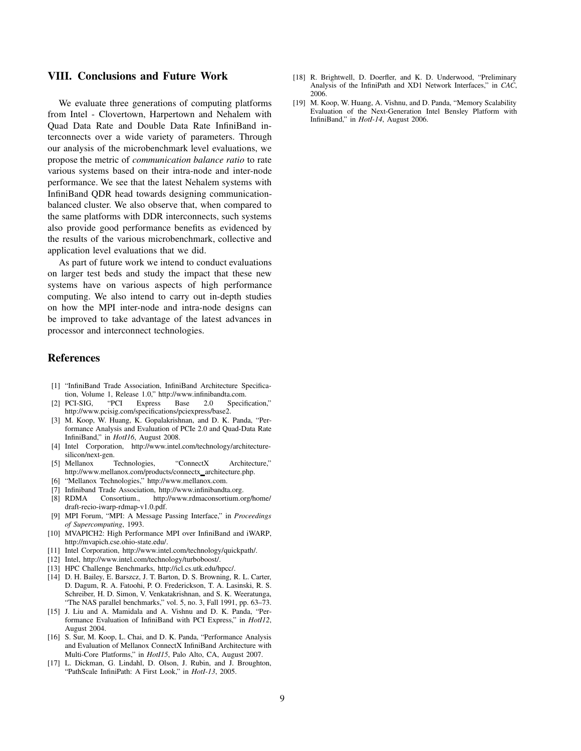## VIII. Conclusions and Future Work

We evaluate three generations of computing platforms from Intel - Clovertown, Harpertown and Nehalem with Quad Data Rate and Double Data Rate InfiniBand interconnects over a wide variety of parameters. Through our analysis of the microbenchmark level evaluations, we propose the metric of *communication balance ratio* to rate various systems based on their intra-node and inter-node performance. We see that the latest Nehalem systems with InfiniBand QDR head towards designing communication-balanced cluster. We also observe that, when compared to the same platforms with DDR interconnects, such systems also provide good performance benefits as evidenced by the results of the various microbenchmark, collective and application level evaluations that we did.

As part of future work we intend to conduct evaluations on larger test beds and study the impact that these new systems have on various aspects of high performance computing. We also intend to carry out in-depth studies on how the MPI inter-node and intra-node designs can be improved to take advantage of the latest advances in processor and interconnect technologies.

## References

[1] "InfiniBand Trade Association, InfiniBand Architecture Specification, Volume 1, Release 1.0," http://www.infinibandta.com.

[2] PCI-SIG, "PCI Express Base 2.0 Specification," http://www.pcisig.com/specifications/pciexpress/base2.

[3] M. Koop, W. Huang, K. Gopalakrishnan, and D. K. Panda, "Performance Analysis and Evaluation of PCIe 2.0 and Quad-Data Rate InfiniBand," in *HotI16*, August 2008.

[4] Intel Corporation, http://www.intel.com/technology/architecture-silicon/next-gen.

[5] Mellanox Technologies, "ConnectX Architecture," http://www.mellanox.com/products/connectx_architecture.php.

[6] "Mellanox Technologies," http://www.mellanox.com.

[7] Infiniband Trade Association, http://www.infinibandta.org.

[8] RDMA Consortium., http://www.rdmaconsortium.org/home/draft-recio-iwarp-rdmap-v1.0.pdf.

[9] MPI Forum, "MPI: A Message Passing Interface," in *Proceedings of Supercomputing*, 1993.

[10] MVAPICH2: High Performance MPI over InfiniBand and iWARP, http://mvapich.cse.ohio-state.edu/.

[11] Intel Corporation, http://www.intel.com/technology/quickpath/.

[12] Intel, http://www.intel.com/technology/turboboost/.

[13] HPC Challenge Benchmarks, http://icl.cs.utk.edu/hpcc/.

[14] D. H. Bailey, E. Barszcz, J. T. Barton, D. S. Browning, R. L. Carter, D. Dagum, R. A. Fatoohi, P. O. Frederickson, T. A. Lasinski, R. S. Schreiber, H. D. Simon, V. Venkatakrishnan, and S. K. Weeratunga, "The NAS parallel benchmarks," vol. 5, no. 3, Fall 1991, pp. 63–73.

[15] J. Liu and A. Mamidala and A. Vishnu and D. K. Panda, "Performance Evaluation of InfiniBand with PCI Express," in *HotI12*, August 2004.

[16] S. Sur, M. Koop, L. Chai, and D. K. Panda, "Performance Analysis and Evaluation of Mellanox ConnectX InfiniBand Architecture with Multi-Core Platforms," in *HotI15*, Palo Alto, CA, August 2007.

[17] L. Dickman, G. Lindahl, D. Olson, J. Rubin, and J. Broughton, "PathScale InfiniPath: A First Look," in *HotI-13*, 2005.

[18] R. Brightwell, D. Doerfler, and K. D. Underwood, "Preliminary Analysis of the InfiniPath and XD1 Network Interfaces," in *CAC*, 2006.

[19] M. Koop, W. Huang, A. Vishnu, and D. Panda, "Memory Scalability Evaluation of the Next-Generation Intel Bensley Platform with InfiniBand," in *HotI-14*, August 2006.